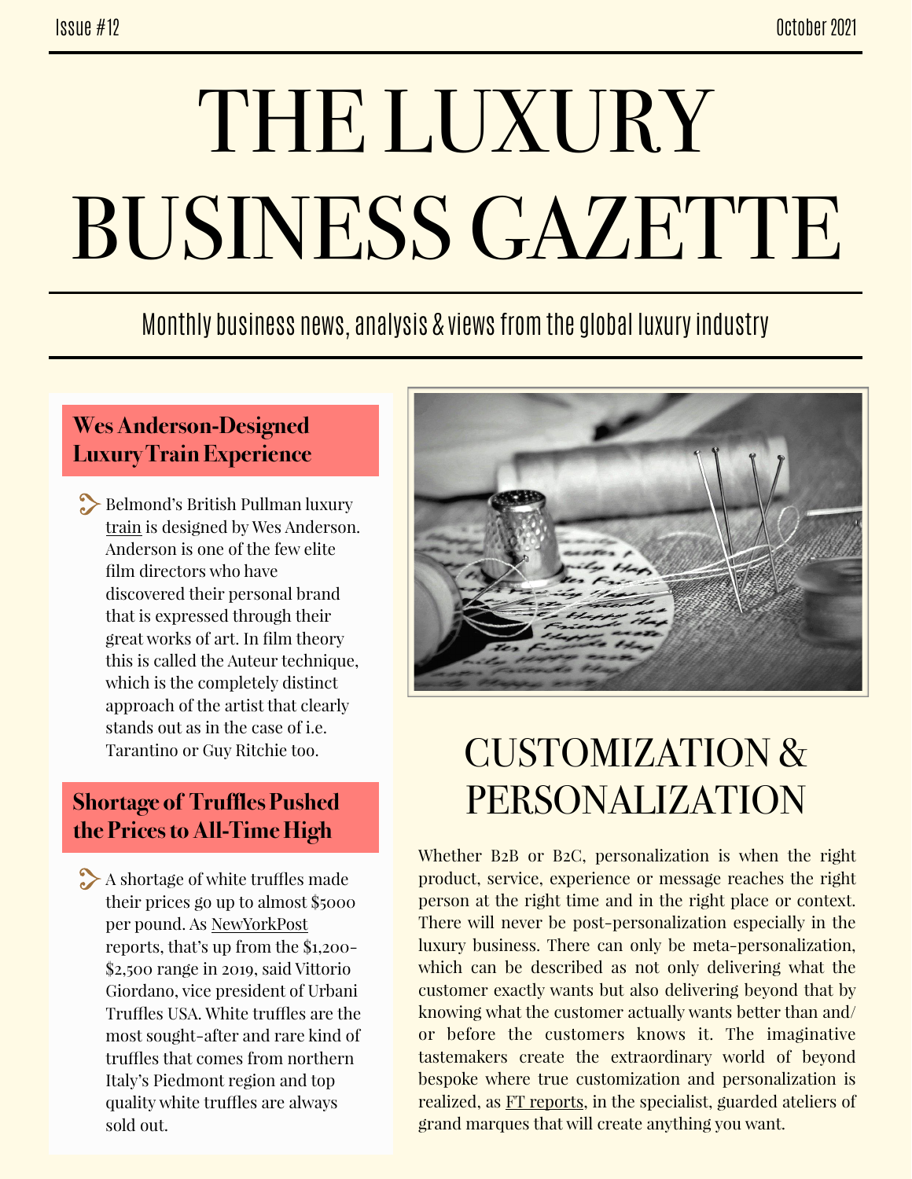Issue #12

October 2021

# THE LUXURY BUSINESS GAZETTE

Monthly business news, analysis & views from the global luxury industry

## Wes Anderson-Designed Luxury Train Experience

Belmond's British Pullman luxury train is designed by Wes Anderson. Anderson is one of the few elite film directors who have discovered their personal brand that is expressed through their great works of art. In film theory this is called the Auteur technique, which is the completely distinct approach of the artist that clearly stands out as in the case of i.e. Tarantino or Guy Ritchie too.

## Shortage of Truffles Pushed the Prices to All-Time High

A shortage of white truffles made their prices go up to almost $5000 per pound. As NewYorkPost reports, that's up from the $1,200-$2,500 range in 2019, said Vittorio Giordano, vice president of Urbani Truffles USA. White truffles are the most sought-after and rare kind of truffles that comes from northern Italy's Piedmont region and top quality white truffles are always sold out.

## CUSTOMIZATION & PERSONALIZATION

Whether B2B or B2C, personalization is when the right product, service, experience or message reaches the right person at the right time and in the right place or context. There will never be post-personalization especially in the luxury business. There can only be meta-personalization, which can be described as not only delivering what the customer exactly wants but also delivering beyond that by knowing what the customer actually wants better than and/or before the customers knows it. The imaginative tastemakers create the extraordinary world of beyond bespoke where true customization and personalization is realized, as FT reports, in the specialist, guarded ateliers of grand marques that will create anything you want.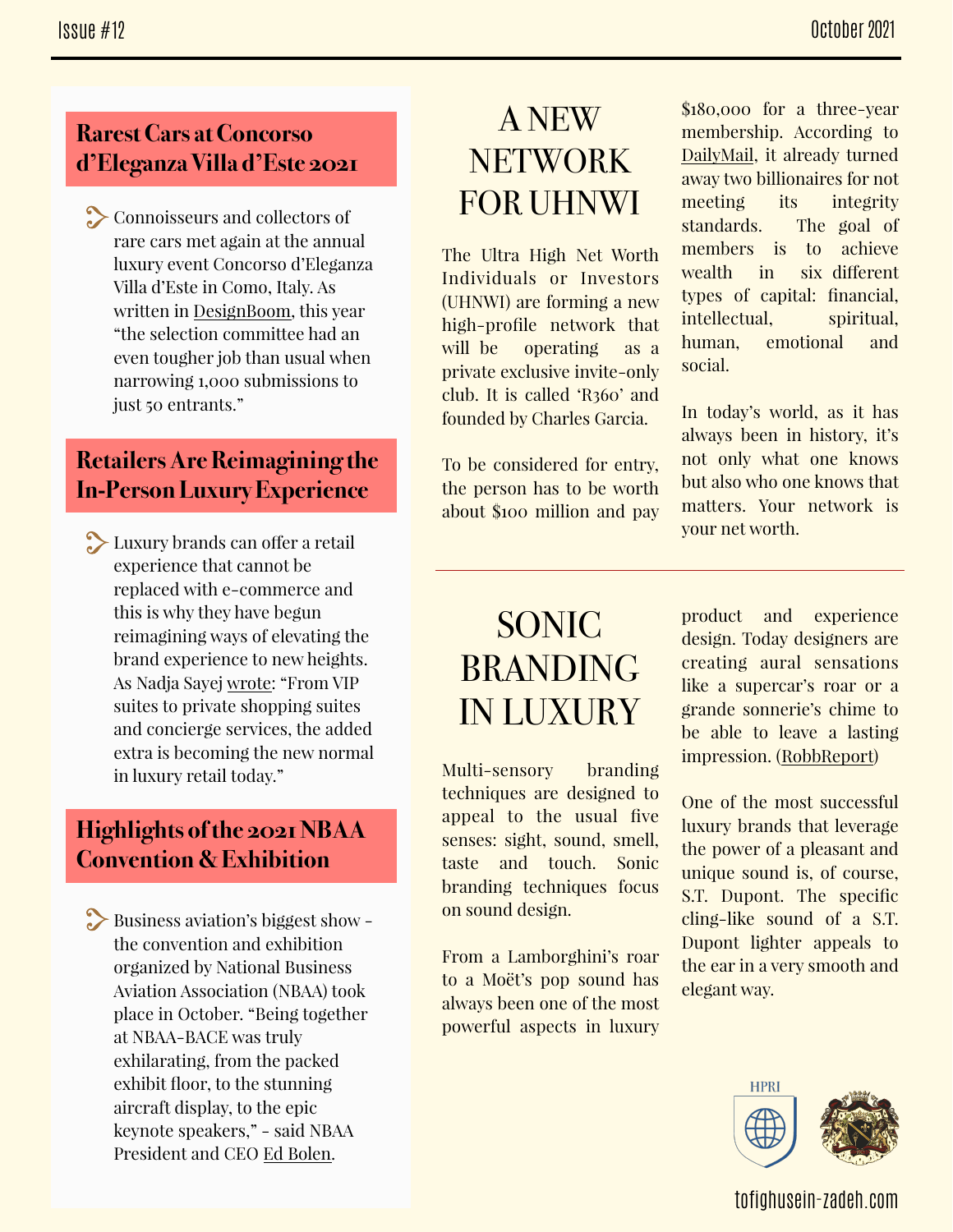## Rarest Cars at Concorso d'Eleganza Villa d'Este 2021

- Connoisseurs and collectors of rare cars met again at the annual luxury event Concorso d'Eleganza Villa d'Este in Como, Italy. As written in DesignBoom, this year "the selection committee had an even tougher job than usual when narrowing 1,000 submissions to just 50 entrants."

## Retailers Are Reimagining the In-Person Luxury Experience

- Luxury brands can offer a retail experience that cannot be replaced with e-commerce and this is why they have begun reimagining ways of elevating the brand experience to new heights. As Nadja Sayej wrote: "From VIP suites to private shopping suites and concierge services, the added extra is becoming the new normal in luxury retail today."

## Highlights of the 2021 NBAA Convention & Exhibition

- Business aviation's biggest show - the convention and exhibition organized by National Business Aviation Association (NBAA) took place in October. "Being together at NBAA-BACE was truly exhilarating, from the packed exhibit floor, to the stunning aircraft display, to the epic keynote speakers," - said NBAA President and CEO Ed Bolen.

# A NEW NETWORK FOR UHNWI

The Ultra High Net Worth Individuals or Investors (UHNWI) are forming a new high-profile network that will be operating as a private exclusive invite-only club. It is called 'R360' and founded by Charles Garcia.

To be considered for entry, the person has to be worth about $100 million and pay $180,000 for a three-year membership. According to DailyMail, it already turned away two billionaires for not meeting its integrity standards. The goal of members is to achieve wealth in six different types of capital: financial, intellectual, spiritual, human, emotional and social.

In today's world, as it has always been in history, it's not only what one knows but also who one knows that matters. Your network is your net worth.

# SONIC BRANDING IN LUXURY

Multi-sensory branding techniques are designed to appeal to the usual five senses: sight, sound, smell, taste and touch. Sonic branding techniques focus on sound design.

From a Lamborghini's roar to a Moët's pop sound has always been one of the most powerful aspects in luxury product and experience design. Today designers are creating aural sensations like a supercar's roar or a grande sonnerie's chime to be able to leave a lasting impression. (RobbReport)

One of the most successful luxury brands that leverage the power of a pleasant and unique sound is, of course, S.T. Dupont. The specific cling-like sound of a S.T. Dupont lighter appeals to the ear in a very smooth and elegant way.

HPRI

tofighusein-zadeh.com